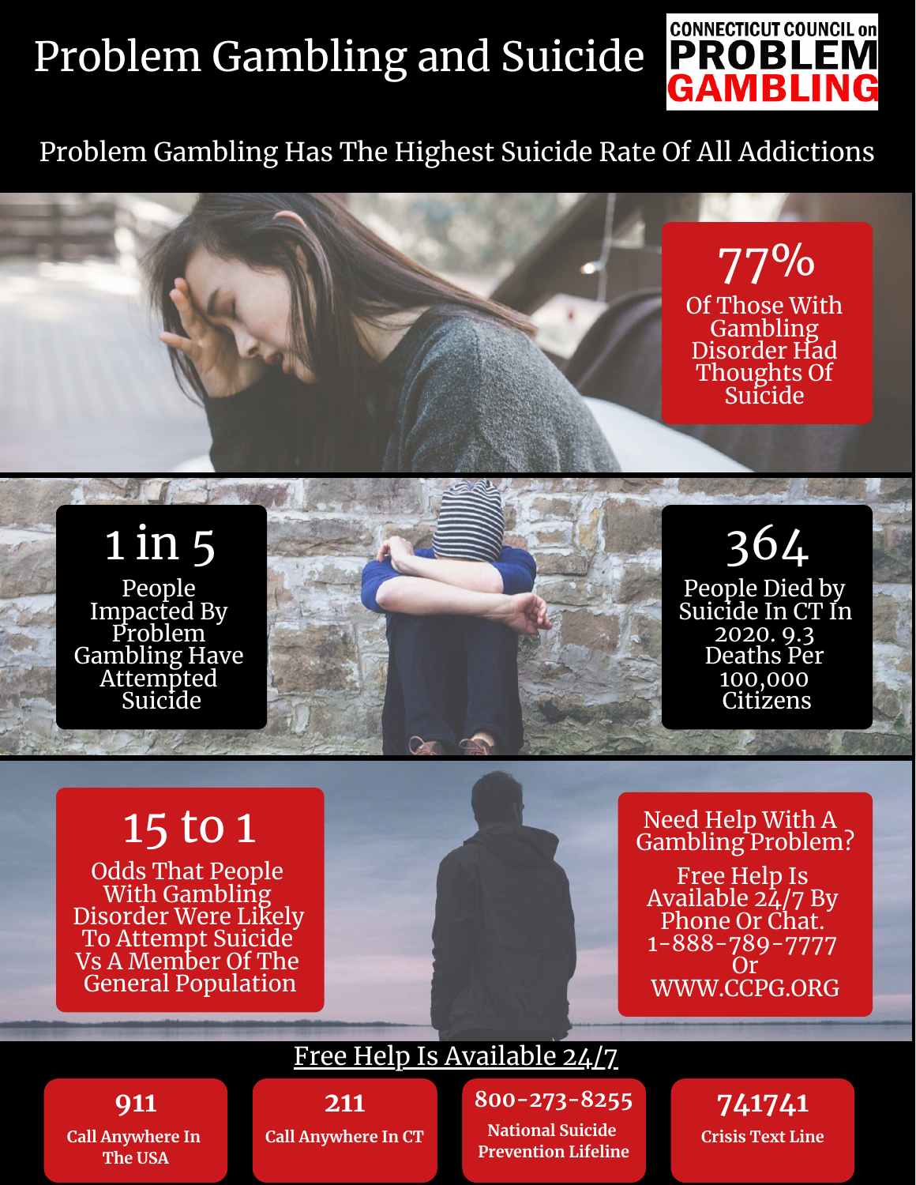# Problem Gambling and Suicide

CONNECTICUT COUNCIL on **PROBLEM GAMBLING**

## Problem Gambling Has The Highest Suicide Rate Of All Addictions

**77%**
Of Those With Gambling Disorder Had Thoughts Of Suicide

**1 in 5**
People Impacted By Problem Gambling Have Attempted Suicide

**364**
People Died by Suicide In CT In 2020. 9.3 Deaths Per 100,000 Citizens

**15 to 1**
Odds That People With Gambling Disorder Were Likely To Attempt Suicide Vs A Member Of The General Population

**Need Help With A Gambling Problem?**

Free Help Is Available 24/7 By Phone Or Chat.
1-888-789-7777
Or
WWW.CCPG.ORG

## Free Help Is Available 24/7

- **911** – Call Anywhere In The USA
- **211** – Call Anywhere In CT
- **800-273-8255** – National Suicide Prevention Lifeline
- **741741** – Crisis Text Line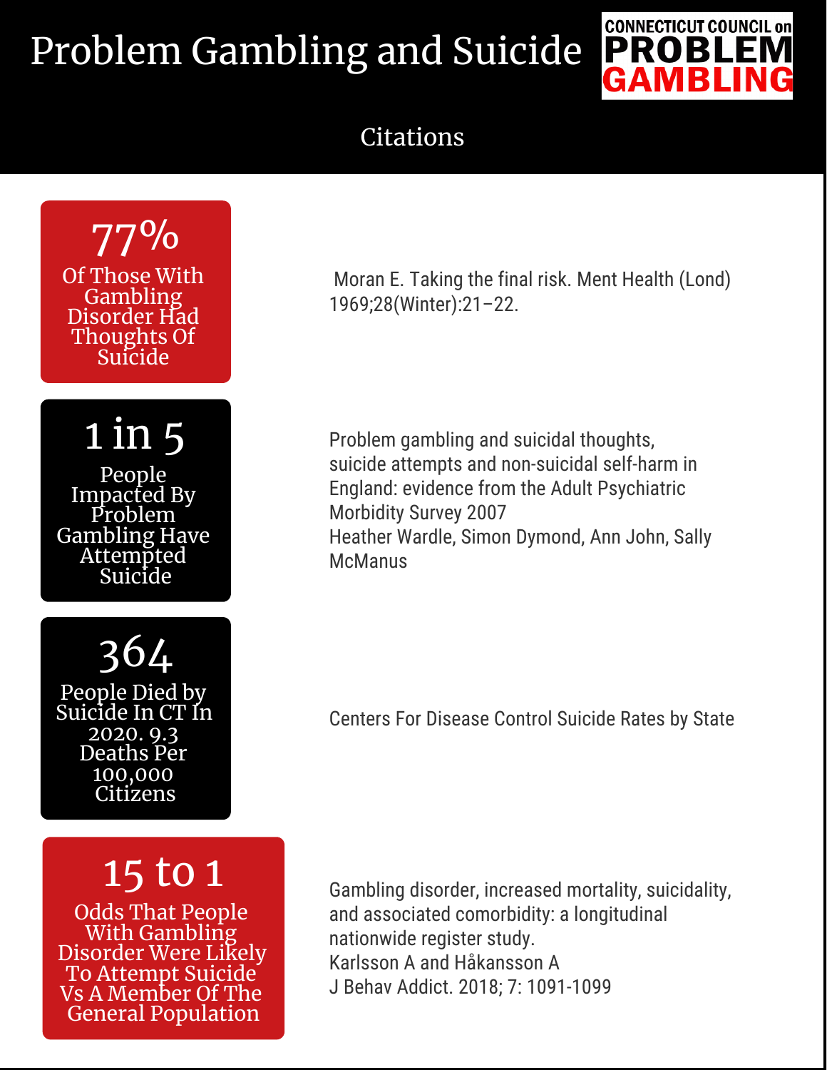# Problem Gambling and Suicide

CONNECTICUT COUNCIL on PROBLEM GAMBLING

## Citations

**77%**
Of Those With Gambling Disorder Had Thoughts Of Suicide

Moran E. Taking the final risk. Ment Health (Lond) 1969;28(Winter):21–22.

**1 in 5**
People Impacted By Problem Gambling Have Attempted Suicide

Problem gambling and suicidal thoughts, suicide attempts and non-suicidal self-harm in England: evidence from the Adult Psychiatric Morbidity Survey 2007
Heather Wardle, Simon Dymond, Ann John, Sally McManus

**364**
People Died by Suicide In CT In 2020. 9.3 Deaths Per 100,000 Citizens

Centers For Disease Control Suicide Rates by State

**15 to 1**
Odds That People With Gambling Disorder Were Likely To Attempt Suicide Vs A Member Of The General Population

Gambling disorder, increased mortality, suicidality, and associated comorbidity: a longitudinal nationwide register study.
Karlsson A and Håkansson A
J Behav Addict. 2018; 7: 1091-1099